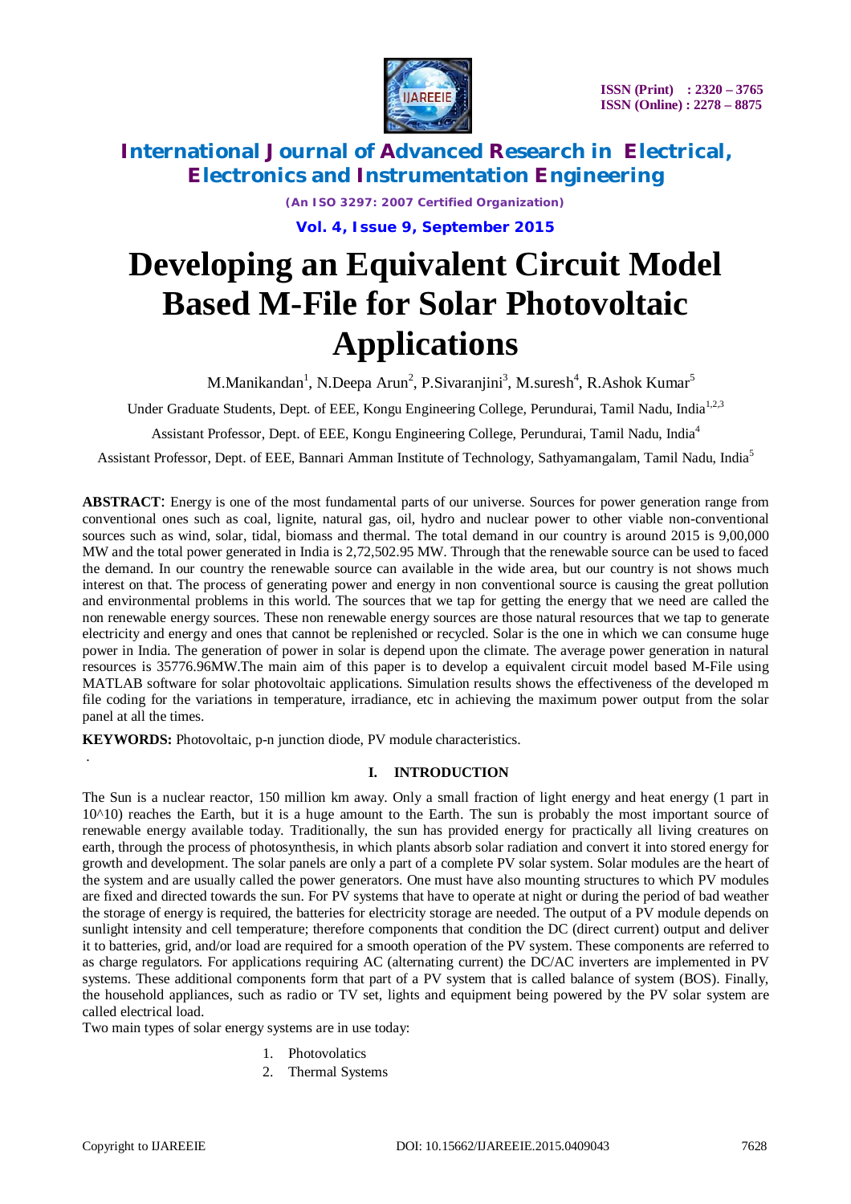# Developing an Equivalent Circuit Model Based M-File for Solar Photovoltaic Applications

M.Manikandan[1], N.Deepa Arun[2], P.Sivaranjini[3], M.suresh[4], R.Ashok Kumar[5]

Under Graduate Students, Dept. of EEE, Kongu Engineering College, Perundurai, Tamil Nadu, India[1,2,3]

Assistant Professor, Dept. of EEE, Kongu Engineering College, Perundurai, Tamil Nadu, India[4]

Assistant Professor, Dept. of EEE, Bannari Amman Institute of Technology, Sathyamangalam, Tamil Nadu, India[5]

**ABSTRACT**: Energy is one of the most fundamental parts of our universe. Sources for power generation range from conventional ones such as coal, lignite, natural gas, oil, hydro and nuclear power to other viable non-conventional sources such as wind, solar, tidal, biomass and thermal. The total demand in our country is around 2015 is 9,00,000 MW and the total power generated in India is 2,72,502.95 MW. Through that the renewable source can be used to faced the demand. In our country the renewable source can available in the wide area, but our country is not shows much interest on that. The process of generating power and energy in non conventional source is causing the great pollution and environmental problems in this world. The sources that we tap for getting the energy that we need are called the non renewable energy sources. These non renewable energy sources are those natural resources that we tap to generate electricity and energy and ones that cannot be replenished or recycled. Solar is the one in which we can consume huge power in India. The generation of power in solar is depend upon the climate. The average power generation in natural resources is 35776.96MW.The main aim of this paper is to develop a equivalent circuit model based M-File using MATLAB software for solar photovoltaic applications. Simulation results shows the effectiveness of the developed m file coding for the variations in temperature, irradiance, etc in achieving the maximum power output from the solar panel at all the times.

**KEYWORDS:** Photovoltaic, p-n junction diode, PV module characteristics.

## I. INTRODUCTION

The Sun is a nuclear reactor, 150 million km away. Only a small fraction of light energy and heat energy (1 part in 10^10) reaches the Earth, but it is a huge amount to the Earth. The sun is probably the most important source of renewable energy available today. Traditionally, the sun has provided energy for practically all living creatures on earth, through the process of photosynthesis, in which plants absorb solar radiation and convert it into stored energy for growth and development. The solar panels are only a part of a complete PV solar system. Solar modules are the heart of the system and are usually called the power generators. One must have also mounting structures to which PV modules are fixed and directed towards the sun. For PV systems that have to operate at night or during the period of bad weather the storage of energy is required, the batteries for electricity storage are needed. The output of a PV module depends on sunlight intensity and cell temperature; therefore components that condition the DC (direct current) output and deliver it to batteries, grid, and/or load are required for a smooth operation of the PV system. These components are referred to as charge regulators. For applications requiring AC (alternating current) the DC/AC inverters are implemented in PV systems. These additional components form that part of a PV system that is called balance of system (BOS). Finally, the household appliances, such as radio or TV set, lights and equipment being powered by the PV solar system are called electrical load.

Two main types of solar energy systems are in use today:

1. Photovolatics
2. Thermal Systems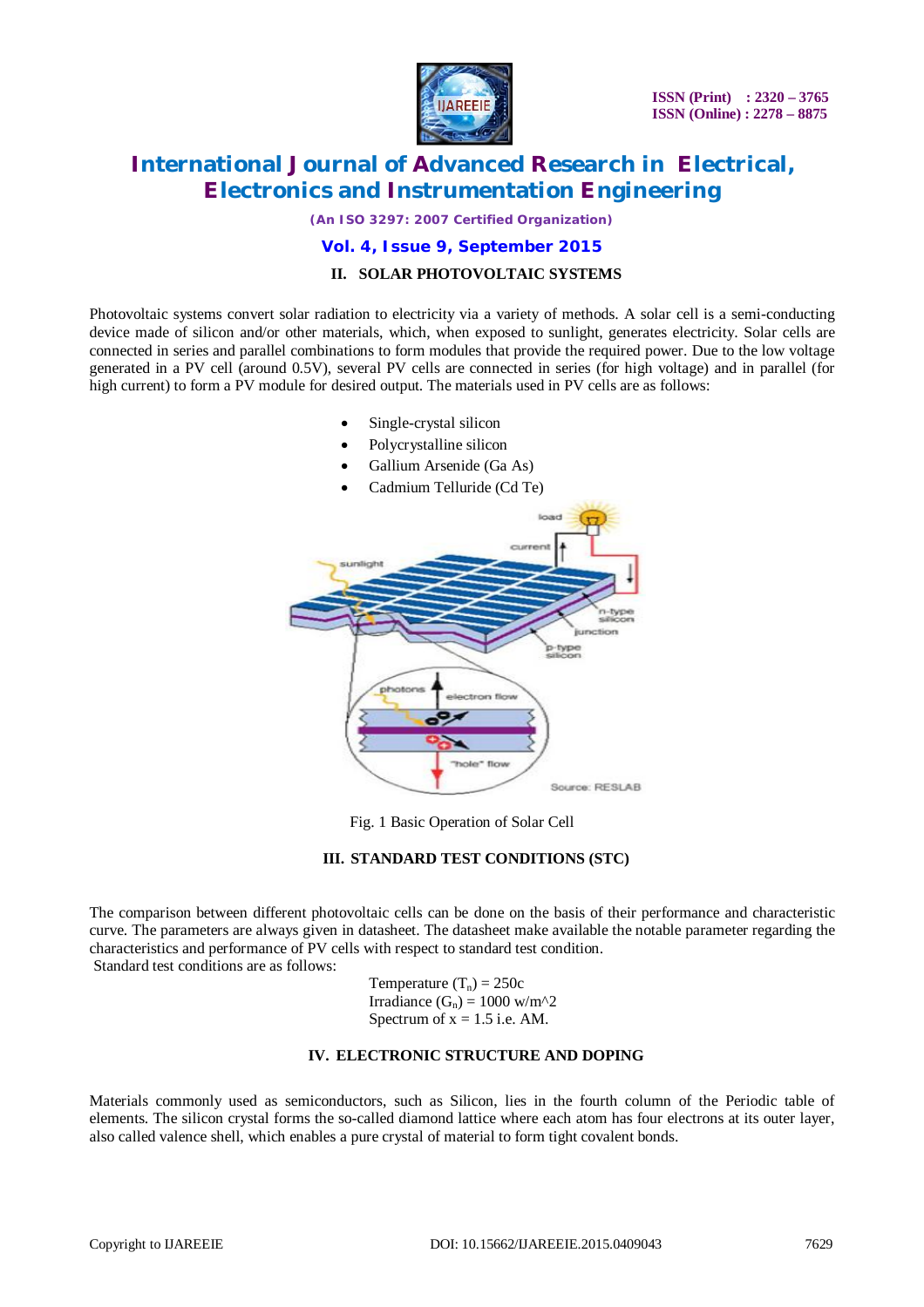## II. SOLAR PHOTOVOLTAIC SYSTEMS

Photovoltaic systems convert solar radiation to electricity via a variety of methods. A solar cell is a semi-conducting device made of silicon and/or other materials, which, when exposed to sunlight, generates electricity. Solar cells are connected in series and parallel combinations to form modules that provide the required power. Due to the low voltage generated in a PV cell (around 0.5V), several PV cells are connected in series (for high voltage) and in parallel (for high current) to form a PV module for desired output. The materials used in PV cells are as follows:

- Single-crystal silicon
- Polycrystalline silicon
- Gallium Arsenide (Ga As)
- Cadmium Telluride (Cd Te)

Fig. 1 Basic Operation of Solar Cell

## III. STANDARD TEST CONDITIONS (STC)

The comparison between different photovoltaic cells can be done on the basis of their performance and characteristic curve. The parameters are always given in datasheet. The datasheet make available the notable parameter regarding the characteristics and performance of PV cells with respect to standard test condition.

Standard test conditions are as follows:

Temperature ($T_n$) = 250c
Irradiance ($G_n$) = 1000 w/m^2
Spectrum of x = 1.5 i.e. AM.

## IV. ELECTRONIC STRUCTURE AND DOPING

Materials commonly used as semiconductors, such as Silicon, lies in the fourth column of the Periodic table of elements. The silicon crystal forms the so-called diamond lattice where each atom has four electrons at its outer layer, also called valence shell, which enables a pure crystal of material to form tight covalent bonds.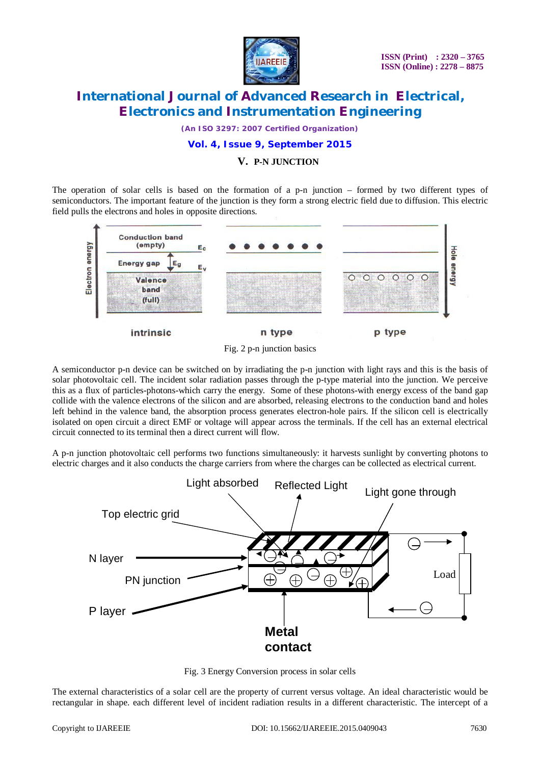## V. P-N JUNCTION

The operation of solar cells is based on the formation of a p-n junction – formed by two different types of semiconductors. The important feature of the junction is they form a strong electric field due to diffusion. This electric field pulls the electrons and holes in opposite directions.

Fig. 2 p-n junction basics

A semiconductor p-n device can be switched on by irradiating the p-n junction with light rays and this is the basis of solar photovoltaic cell. The incident solar radiation passes through the p-type material into the junction. We perceive this as a flux of particles-photons-which carry the energy. Some of these photons-with energy excess of the band gap collide with the valence electrons of the silicon and are absorbed, releasing electrons to the conduction band and holes left behind in the valence band, the absorption process generates electron-hole pairs. If the silicon cell is electrically isolated on open circuit a direct EMF or voltage will appear across the terminals. If the cell has an external electrical circuit connected to its terminal then a direct current will flow.

A p-n junction photovoltaic cell performs two functions simultaneously: it harvests sunlight by converting photons to electric charges and it also conducts the charge carriers from where the charges can be collected as electrical current.

Fig. 3 Energy Conversion process in solar cells

The external characteristics of a solar cell are the property of current versus voltage. An ideal characteristic would be rectangular in shape. each different level of incident radiation results in a different characteristic. The intercept of a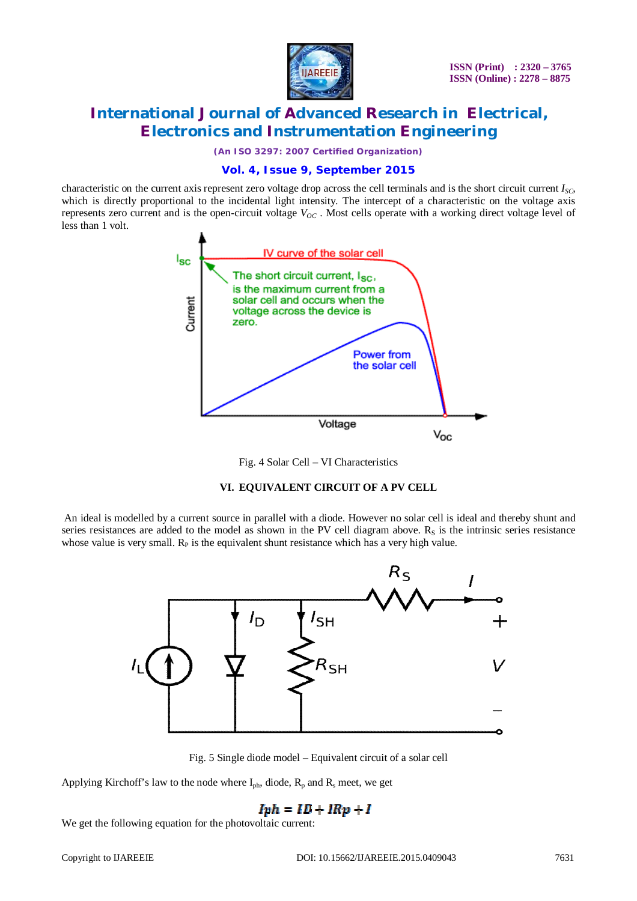characteristic on the current axis represent zero voltage drop across the cell terminals and is the short circuit current $I_{SC}$, which is directly proportional to the incidental light intensity. The intercept of a characteristic on the voltage axis represents zero current and is the open-circuit voltage $V_{OC}$ . Most cells operate with a working direct voltage level of less than 1 volt.

Fig. 4 Solar Cell – VI Characteristics

## VI. EQUIVALENT CIRCUIT OF A PV CELL

An ideal is modelled by a current source in parallel with a diode. However no solar cell is ideal and thereby shunt and series resistances are added to the model as shown in the PV cell diagram above. $R_S$ is the intrinsic series resistance whose value is very small. $R_P$ is the equivalent shunt resistance which has a very high value.

Fig. 5 Single diode model – Equivalent circuit of a solar cell

Applying Kirchoff's law to the node where $I_{ph}$, diode, $R_p$ and $R_s$ meet, we get

$$Iph = ID + IRp + I$$

We get the following equation for the photovoltaic current: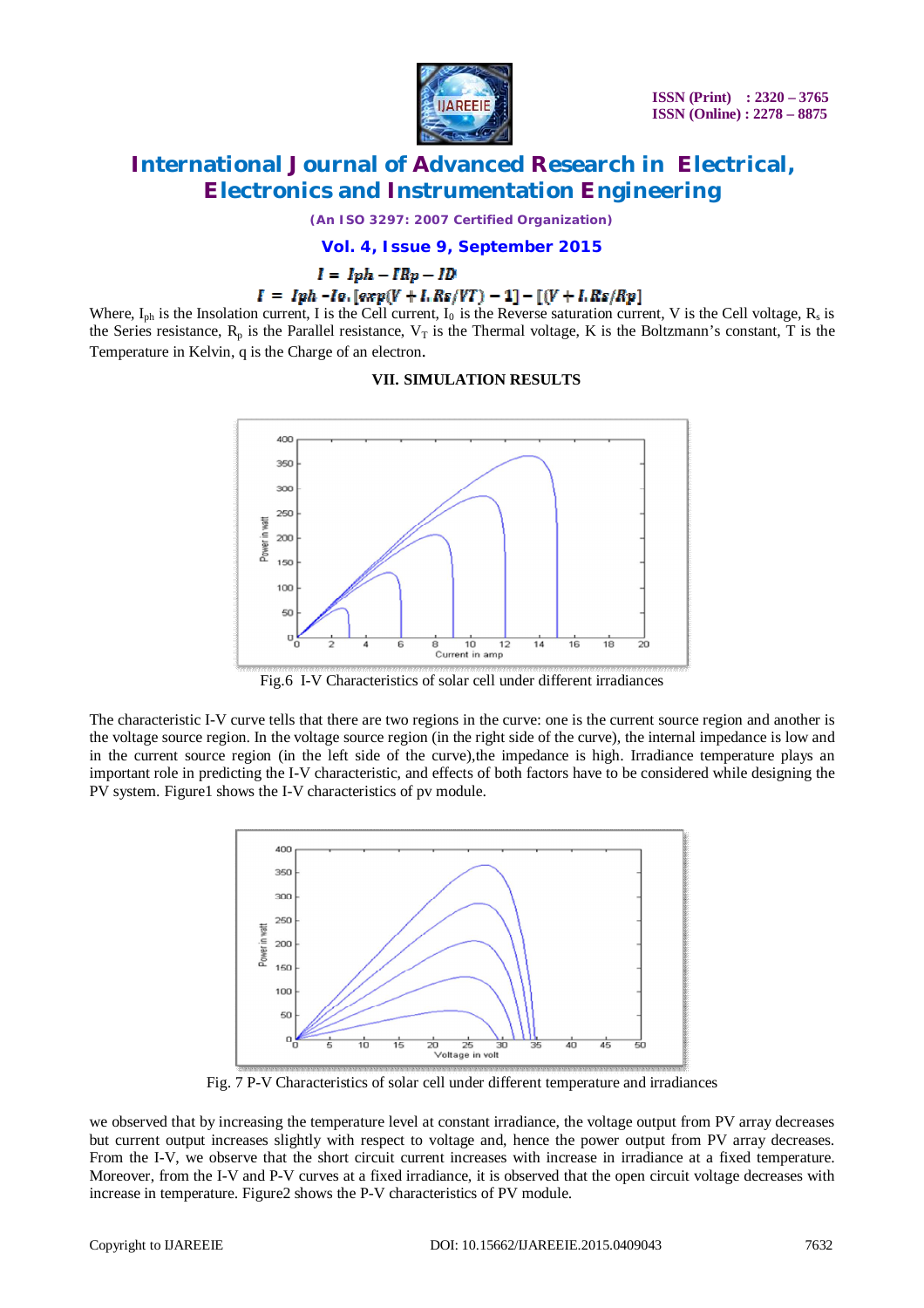$$I = Iph - IRp - ID$$

$$I = Iph - Io.[exp(V + I.Rs/VT) - 1] - [(V + I.Rs/Rp]$$

Where, $I_{ph}$ is the Insolation current, I is the Cell current, $I_0$ is the Reverse saturation current, V is the Cell voltage, $R_s$ is the Series resistance, $R_p$ is the Parallel resistance, $V_T$ is the Thermal voltage, K is the Boltzmann's constant, T is the Temperature in Kelvin, q is the Charge of an electron.

## VII. SIMULATION RESULTS

Fig.6 I-V Characteristics of solar cell under different irradiances

The characteristic I-V curve tells that there are two regions in the curve: one is the current source region and another is the voltage source region. In the voltage source region (in the right side of the curve), the internal impedance is low and in the current source region (in the left side of the curve),the impedance is high. Irradiance temperature plays an important role in predicting the I-V characteristic, and effects of both factors have to be considered while designing the PV system. Figure1 shows the I-V characteristics of pv module.

Fig. 7 P-V Characteristics of solar cell under different temperature and irradiances

we observed that by increasing the temperature level at constant irradiance, the voltage output from PV array decreases but current output increases slightly with respect to voltage and, hence the power output from PV array decreases. From the I-V, we observe that the short circuit current increases with increase in irradiance at a fixed temperature. Moreover, from the I-V and P-V curves at a fixed irradiance, it is observed that the open circuit voltage decreases with increase in temperature. Figure2 shows the P-V characteristics of PV module.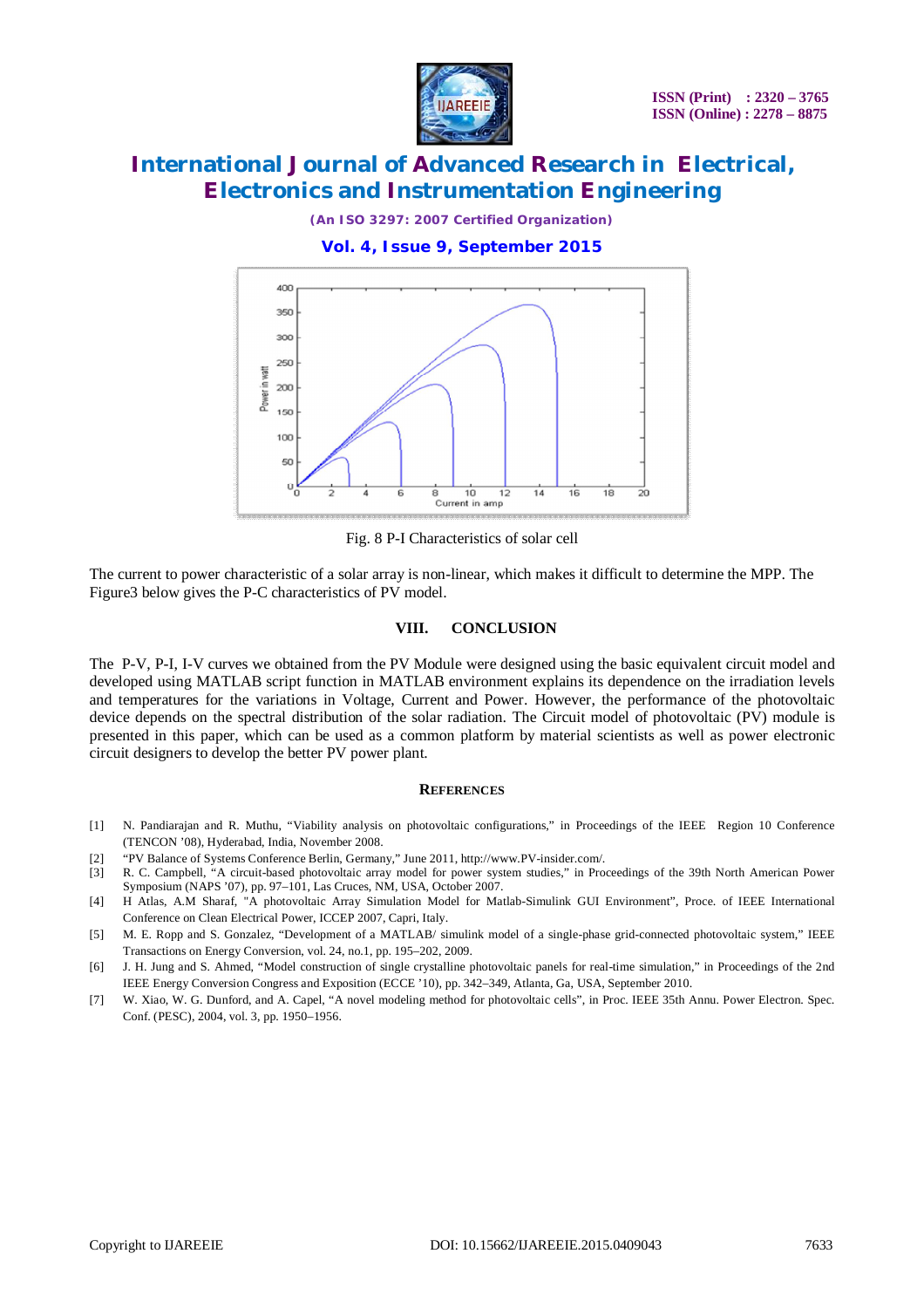400
350
300
250
200
150
100
50
0
Power in watt
0 2 4 6 8 10 12 14 16 18 20
Current in amp

Fig. 8 P-I Characteristics of solar cell

The current to power characteristic of a solar array is non-linear, which makes it difficult to determine the MPP. The Figure3 below gives the P-C characteristics of PV model.

## VIII. CONCLUSION

The P-V, P-I, I-V curves we obtained from the PV Module were designed using the basic equivalent circuit model and developed using MATLAB script function in MATLAB environment explains its dependence on the irradiation levels and temperatures for the variations in Voltage, Current and Power. However, the performance of the photovoltaic device depends on the spectral distribution of the solar radiation. The Circuit model of photovoltaic (PV) module is presented in this paper, which can be used as a common platform by material scientists as well as power electronic circuit designers to develop the better PV power plant.

## REFERENCES

[1] N. Pandiarajan and R. Muthu, "Viability analysis on photovoltaic configurations," in Proceedings of the IEEE Region 10 Conference (TENCON '08), Hyderabad, India, November 2008.

[2] "PV Balance of Systems Conference Berlin, Germany," June 2011, http://www.PV-insider.com/.

[3] R. C. Campbell, "A circuit-based photovoltaic array model for power system studies," in Proceedings of the 39th North American Power Symposium (NAPS '07), pp. 97–101, Las Cruces, NM, USA, October 2007.

[4] H Atlas, A.M Sharaf, "A photovoltaic Array Simulation Model for Matlab-Simulink GUI Environment", Proce. of IEEE International Conference on Clean Electrical Power, ICCEP 2007, Capri, Italy.

[5] M. E. Ropp and S. Gonzalez, "Development of a MATLAB/ simulink model of a single-phase grid-connected photovoltaic system," IEEE Transactions on Energy Conversion, vol. 24, no.1, pp. 195–202, 2009.

[6] J. H. Jung and S. Ahmed, "Model construction of single crystalline photovoltaic panels for real-time simulation," in Proceedings of the 2nd IEEE Energy Conversion Congress and Exposition (ECCE '10), pp. 342–349, Atlanta, Ga, USA, September 2010.

[7] W. Xiao, W. G. Dunford, and A. Capel, "A novel modeling method for photovoltaic cells", in Proc. IEEE 35th Annu. Power Electron. Spec. Conf. (PESC), 2004, vol. 3, pp. 1950–1956.